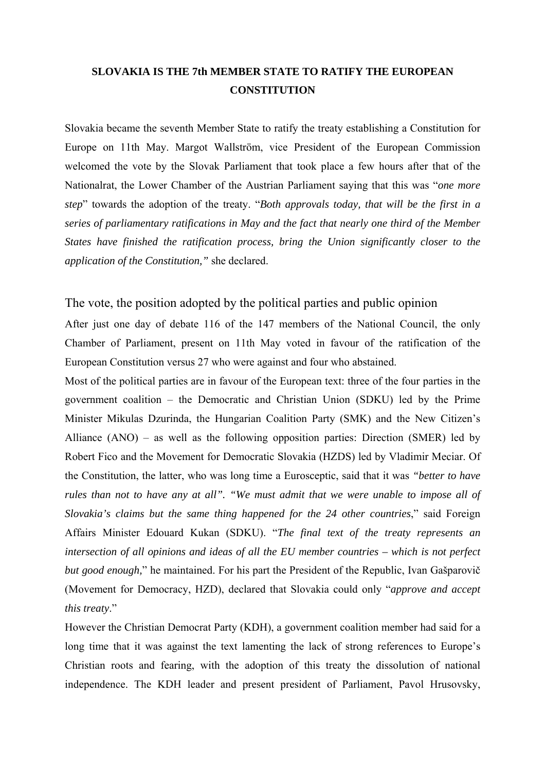# SLOVAKIA IS THE 7th MEMBER STATE TO RATIFY THE EUROPEAN CONSTITUTION

Slovakia became the seventh Member State to ratify the treaty establishing a Constitution for Europe on 11th May. Margot Wallström, vice President of the European Commission welcomed the vote by the Slovak Parliament that took place a few hours after that of the Nationalrat, the Lower Chamber of the Austrian Parliament saying that this was "*one more step*" towards the adoption of the treaty. "*Both approvals today, that will be the first in a series of parliamentary ratifications in May and the fact that nearly one third of the Member States have finished the ratification process, bring the Union significantly closer to the application of the Constitution,"* she declared.

## The vote, the position adopted by the political parties and public opinion

After just one day of debate 116 of the 147 members of the National Council, the only Chamber of Parliament, present on 11th May voted in favour of the ratification of the European Constitution versus 27 who were against and four who abstained.

Most of the political parties are in favour of the European text: three of the four parties in the government coalition – the Democratic and Christian Union (SDKU) led by the Prime Minister Mikulas Dzurinda, the Hungarian Coalition Party (SMK) and the New Citizen's Alliance (ANO) – as well as the following opposition parties: Direction (SMER) led by Robert Fico and the Movement for Democratic Slovakia (HZDS) led by Vladimir Meciar. Of the Constitution, the latter, who was long time a Eurosceptic, said that it was *"better to have rules than not to have any at all"*. *"We must admit that we were unable to impose all of Slovakia's claims but the same thing happened for the 24 other countries*," said Foreign Affairs Minister Edouard Kukan (SDKU). "*The final text of the treaty represents an intersection of all opinions and ideas of all the EU member countries – which is not perfect but good enough,*" he maintained. For his part the President of the Republic, Ivan Gašparovič (Movement for Democracy, HZD), declared that Slovakia could only "*approve and accept this treaty*."

However the Christian Democrat Party (KDH), a government coalition member had said for a long time that it was against the text lamenting the lack of strong references to Europe's Christian roots and fearing, with the adoption of this treaty the dissolution of national independence. The KDH leader and present president of Parliament, Pavol Hrusovsky,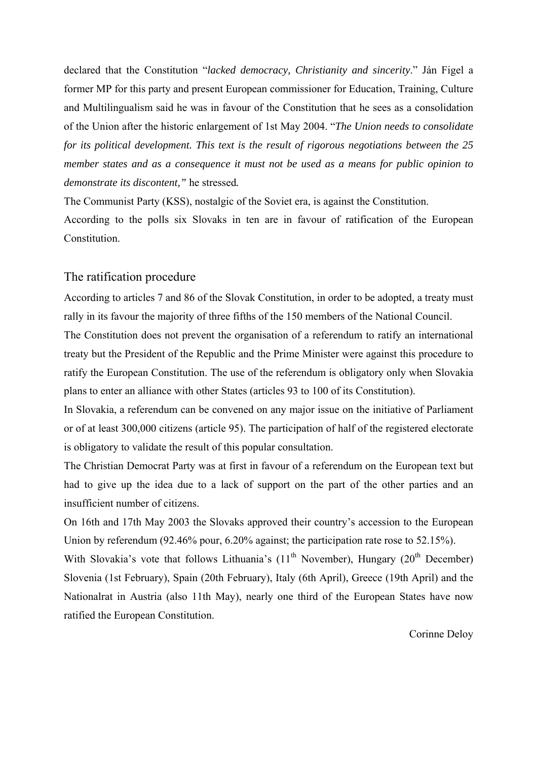declared that the Constitution "*lacked democracy, Christianity and sincerity*." Ján Figel a former MP for this party and present European commissioner for Education, Training, Culture and Multilingualism said he was in favour of the Constitution that he sees as a consolidation of the Union after the historic enlargement of 1st May 2004. "*The Union needs to consolidate for its political development. This text is the result of rigorous negotiations between the 25 member states and as a consequence it must not be used as a means for public opinion to demonstrate its discontent,"* he stressed*.*

The Communist Party (KSS), nostalgic of the Soviet era, is against the Constitution.

According to the polls six Slovaks in ten are in favour of ratification of the European Constitution.

## The ratification procedure

According to articles 7 and 86 of the Slovak Constitution, in order to be adopted, a treaty must rally in its favour the majority of three fifths of the 150 members of the National Council.

The Constitution does not prevent the organisation of a referendum to ratify an international treaty but the President of the Republic and the Prime Minister were against this procedure to ratify the European Constitution. The use of the referendum is obligatory only when Slovakia plans to enter an alliance with other States (articles 93 to 100 of its Constitution).

In Slovakia, a referendum can be convened on any major issue on the initiative of Parliament or of at least 300,000 citizens (article 95). The participation of half of the registered electorate is obligatory to validate the result of this popular consultation.

The Christian Democrat Party was at first in favour of a referendum on the European text but had to give up the idea due to a lack of support on the part of the other parties and an insufficient number of citizens.

On 16th and 17th May 2003 the Slovaks approved their country's accession to the European Union by referendum (92.46% pour, 6.20% against; the participation rate rose to 52.15%).

With Slovakia's vote that follows Lithuania's (11th November), Hungary (20th December) Slovenia (1st February), Spain (20th February), Italy (6th April), Greece (19th April) and the Nationalrat in Austria (also 11th May), nearly one third of the European States have now ratified the European Constitution.

Corinne Deloy